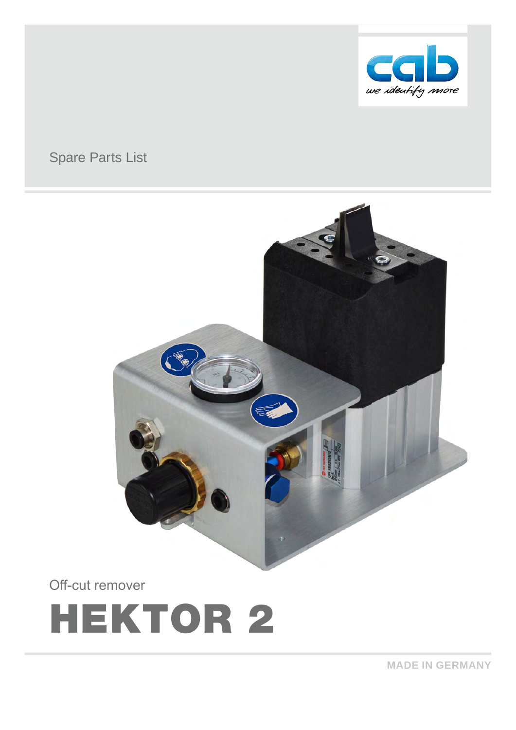cab

we identify more

Spare Parts List

Off-cut remover

# HEKTOR 2

MADE IN GERMANY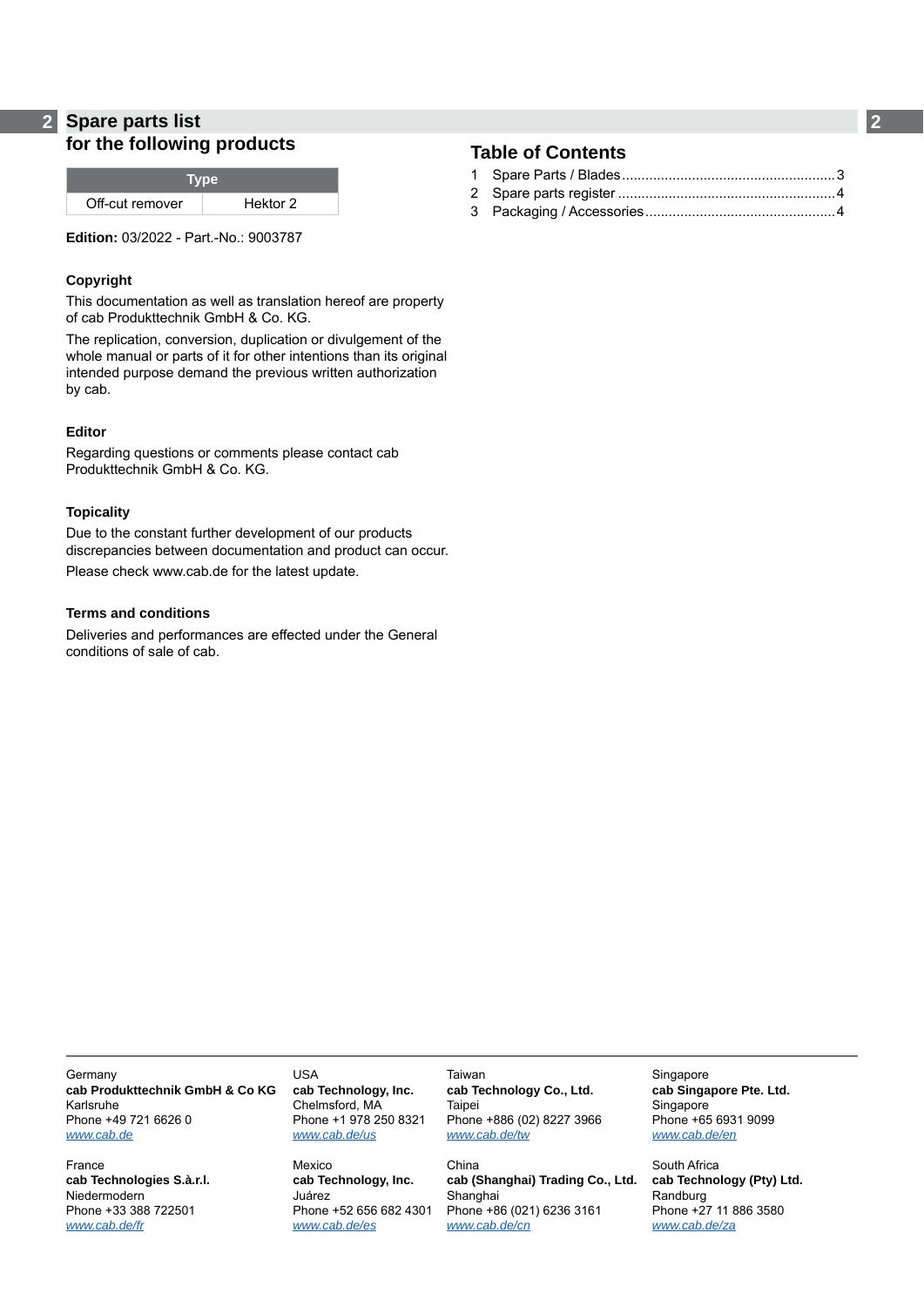# Spare parts list for the following products

| Type | |
|---|---|
| Off-cut remover | Hektor 2 |

**Edition:** 03/2022 - Part.-No.: 9003787

### Copyright

This documentation as well as translation hereof are property of cab Produkttechnik GmbH & Co. KG.

The replication, conversion, duplication or divulgement of the whole manual or parts of it for other intentions than its original intended purpose demand the previous written authorization by cab.

### Editor

Regarding questions or comments please contact cab Produkttechnik GmbH & Co. KG.

### Topicality

Due to the constant further development of our products discrepancies between documentation and product can occur.

Please check www.cab.de for the latest update.

### Terms and conditions

Deliveries and performances are effected under the General conditions of sale of cab.

## Table of Contents

1 Spare Parts / Blades....................................................3
2 Spare parts register ....................................................4
3 Packaging / Accessories..............................................4

Germany
**cab Produkttechnik GmbH & Co KG**
Karlsruhe
Phone +49 721 6626 0
www.cab.de

USA
**cab Technology, Inc.**
Chelmsford, MA
Phone +1 978 250 8321
www.cab.de/us

Taiwan
**cab Technology Co., Ltd.**
Taipei
Phone +886 (02) 8227 3966
www.cab.de/tw

Singapore
**cab Singapore Pte. Ltd.**
Singapore
Phone +65 6931 9099
www.cab.de/en

France
**cab Technologies S.à.r.l.**
Niedermodern
Phone +33 388 722501
www.cab.de/fr

Mexico
**cab Technology, Inc.**
Juárez
Phone +52 656 682 4301
www.cab.de/es

China
**cab (Shanghai) Trading Co., Ltd.**
Shanghai
Phone +86 (021) 6236 3161
www.cab.de/cn

South Africa
**cab Technology (Pty) Ltd.**
Randburg
Phone +27 11 886 3580
www.cab.de/za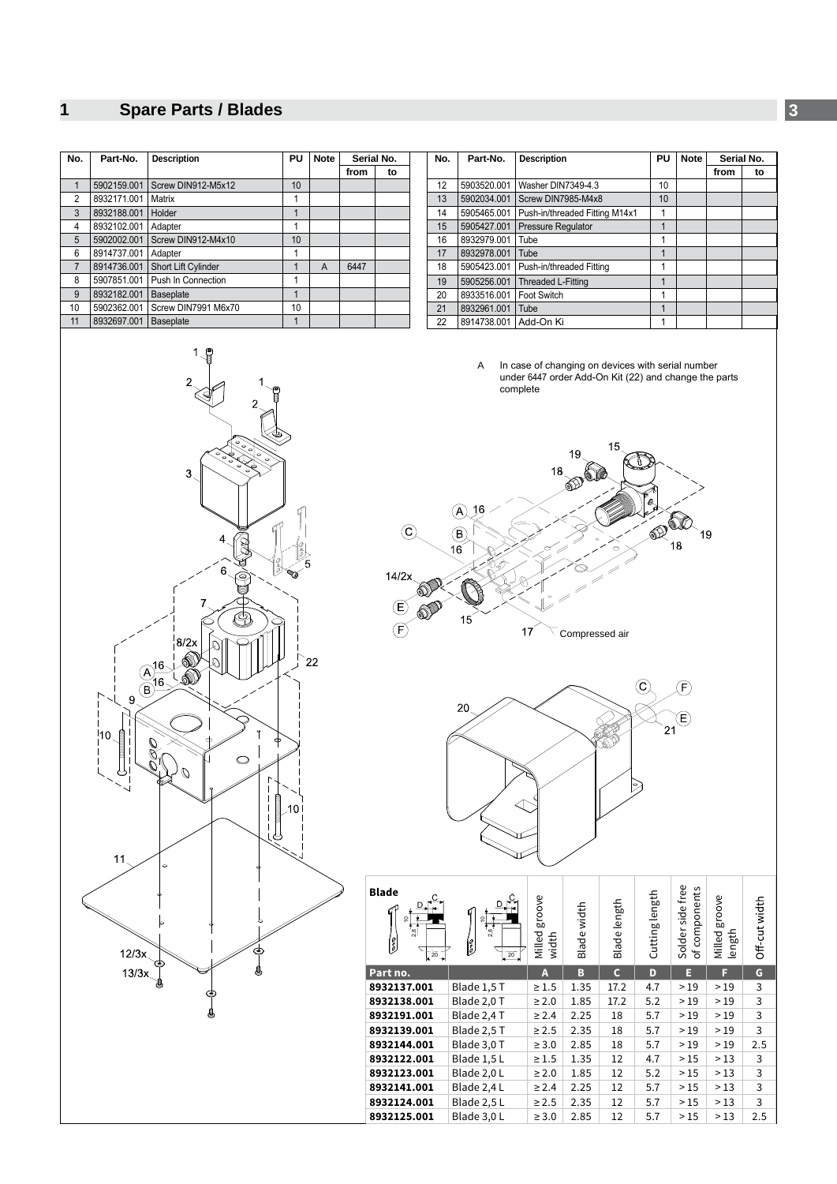# 1 Spare Parts / Blades

| No. | Part-No. | Description | PU | Note | Serial No. | |
|---|---|---|---|---|---|---|
| | | | | | from | to |
| 1 | 5902159.001 | Screw DIN912-M5x12 | 10 | | | |
| 2 | 8932171.001 | Matrix | 1 | | | |
| 3 | 8932188.001 | Holder | 1 | | | |
| 4 | 8932102.001 | Adapter | 1 | | | |
| 5 | 5902002.001 | Screw DIN912-M4x10 | 10 | | | |
| 6 | 8914737.001 | Adapter | 1 | | | |
| 7 | 8914736.001 | Short Lift Cylinder | 1 | A | 6447 | |
| 8 | 5907851.001 | Push In Connection | 1 | | | |
| 9 | 8932182.001 | Baseplate | 1 | | | |
| 10 | 5902362.001 | Screw DIN7991 M6x70 | 10 | | | |
| 11 | 8932697.001 | Baseplate | 1 | | | |

| No. | Part-No. | Description | PU | Note | Serial No. | |
|---|---|---|---|---|---|---|
| | | | | | from | to |
| 12 | 5903520.001 | Washer DIN7349-4.3 | 10 | | | |
| 13 | 5902034.001 | Screw DIN7985-M4x8 | 10 | | | |
| 14 | 5905465.001 | Push-in/threaded Fitting M14x1 | 1 | | | |
| 15 | 5905427.001 | Pressure Regulator | 1 | | | |
| 16 | 8932979.001 | Tube | 1 | | | |
| 17 | 8932978.001 | Tube | 1 | | | |
| 18 | 5905423.001 | Push-in/threaded Fitting | 1 | | | |
| 19 | 5905256.001 | Threaded L-Fitting | 1 | | | |
| 20 | 8933516.001 | Foot Switch | 1 | | | |
| 21 | 8932961.001 | Tube | 1 | | | |
| 22 | 8914738.001 | Add-On Ki | 1 | | | |

A In case of changing on devices with serial number under 6447 order Add-On Kit (22) and change the parts complete

| Blade | | Milled groove width | Blade width | Blade length | Cutting length | Solder side free of components | Milled groove length | Off-cut width |
|---|---|---|---|---|---|---|---|---|
| **Part no.** | | **A** | **B** | **C** | **D** | **E** | **F** | **G** |
| **8932137.001** | Blade 1,5 T | ≥ 1.5 | 1.35 | 17.2 | 4.7 | > 19 | > 19 | 3 |
| **8932138.001** | Blade 2,0 T | ≥ 2.0 | 1.85 | 17.2 | 5.2 | > 19 | > 19 | 3 |
| **8932191.001** | Blade 2,4 T | ≥ 2.4 | 2.25 | 18 | 5.7 | > 19 | > 19 | 3 |
| **8932139.001** | Blade 2,5 T | ≥ 2.5 | 2.35 | 18 | 5.7 | > 19 | > 19 | 3 |
| **8932144.001** | Blade 3,0 T | ≥ 3.0 | 2.85 | 18 | 5.7 | > 19 | > 19 | 2.5 |
| **8932122.001** | Blade 1,5 L | ≥ 1.5 | 1.35 | 12 | 4.7 | > 15 | > 13 | 3 |
| **8932123.001** | Blade 2,0 L | ≥ 2.0 | 1.85 | 12 | 5.2 | > 15 | > 13 | 3 |
| **8932141.001** | Blade 2,4 L | ≥ 2.4 | 2.25 | 12 | 5.7 | > 15 | > 13 | 3 |
| **8932124.001** | Blade 2,5 L | ≥ 2.5 | 2.35 | 12 | 5.7 | > 15 | > 13 | 3 |
| **8932125.001** | Blade 3,0 L | ≥ 3.0 | 2.85 | 12 | 5.7 | > 15 | > 13 | 2.5 |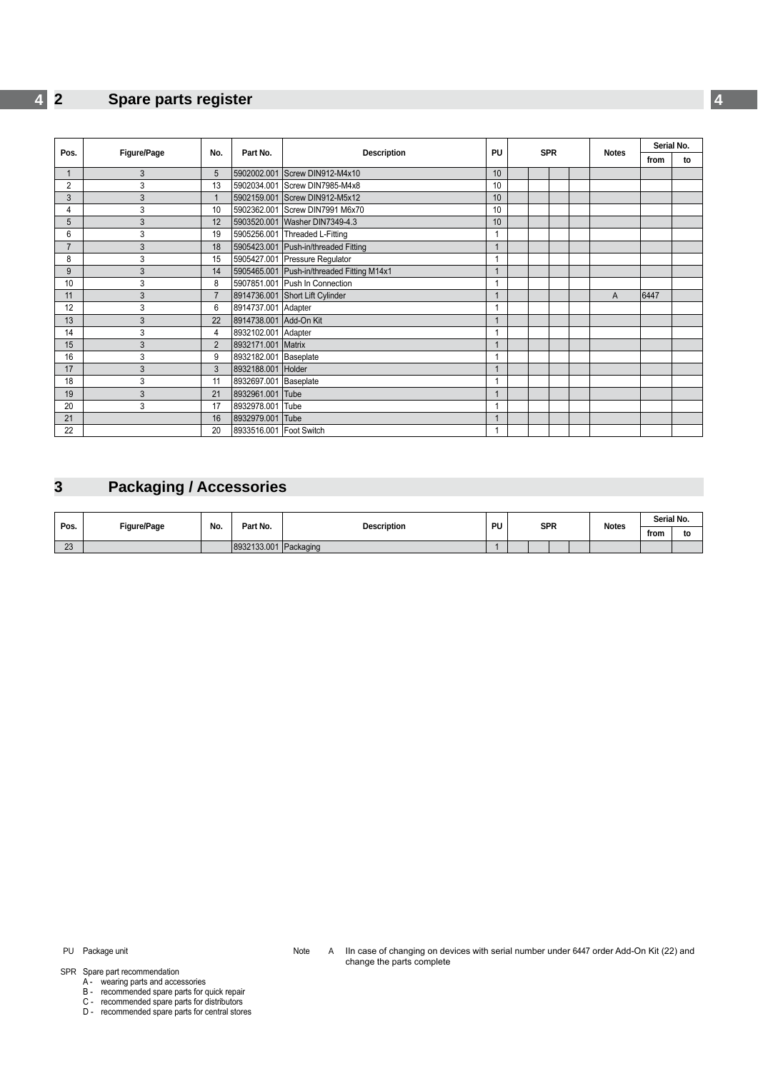## 2 Spare parts register

| Pos. | Figure/Page | No. | Part No. | Description | PU | SPR | | | | Notes | Serial No. | |
|---|---|---|---|---|---|---|---|---|---|---|---|---|
| | | | | | | | | | | | from | to |
| 1 | 3 | 5 | 5902002.001 | Screw DIN912-M4x10 | 10 | | | | | | | |
| 2 | 3 | 13 | 5902034.001 | Screw DIN7985-M4x8 | 10 | | | | | | | |
| 3 | 3 | 1 | 5902159.001 | Screw DIN912-M5x12 | 10 | | | | | | | |
| 4 | 3 | 10 | 5902362.001 | Screw DIN7991 M6x70 | 10 | | | | | | | |
| 5 | 3 | 12 | 5903520.001 | Washer DIN7349-4.3 | 10 | | | | | | | |
| 6 | 3 | 19 | 5905256.001 | Threaded L-Fitting | 1 | | | | | | | |
| 7 | 3 | 18 | 5905423.001 | Push-in/threaded Fitting | 1 | | | | | | | |
| 8 | 3 | 15 | 5905427.001 | Pressure Regulator | 1 | | | | | | | |
| 9 | 3 | 14 | 5905465.001 | Push-in/threaded Fitting M14x1 | 1 | | | | | | | |
| 10 | 3 | 8 | 5907851.001 | Push In Connection | 1 | | | | | | | |
| 11 | 3 | 7 | 8914736.001 | Short Lift Cylinder | 1 | | | | | A | 6447 | |
| 12 | 3 | 6 | 8914737.001 | Adapter | 1 | | | | | | | |
| 13 | 3 | 22 | 8914738.001 | Add-On Kit | 1 | | | | | | | |
| 14 | 3 | 4 | 8932102.001 | Adapter | 1 | | | | | | | |
| 15 | 3 | 2 | 8932171.001 | Matrix | 1 | | | | | | | |
| 16 | 3 | 9 | 8932182.001 | Baseplate | 1 | | | | | | | |
| 17 | 3 | 3 | 8932188.001 | Holder | 1 | | | | | | | |
| 18 | 3 | 11 | 8932697.001 | Baseplate | 1 | | | | | | | |
| 19 | 3 | 21 | 8932961.001 | Tube | 1 | | | | | | | |
| 20 | 3 | 17 | 8932978.001 | Tube | 1 | | | | | | | |
| 21 | | 16 | 8932979.001 | Tube | 1 | | | | | | | |
| 22 | | 20 | 8933516.001 | Foot Switch | 1 | | | | | | | |

## 3 Packaging / Accessories

| Pos. | Figure/Page | No. | Part No. | Description | PU | SPR | | | | Notes | Serial No. | |
|---|---|---|---|---|---|---|---|---|---|---|---|---|
| | | | | | | | | | | | from | to |
| 23 | | | 8932133.001 | Packaging | 1 | | | | | | | |

PU Package unit

SPR Spare part recommendation
- A - wearing parts and accessories
- B - recommended spare parts for quick repair
- C - recommended spare parts for distributors
- D - recommended spare parts for central stores

Note A IIn case of changing on devices with serial number under 6447 order Add-On Kit (22) and change the parts complete